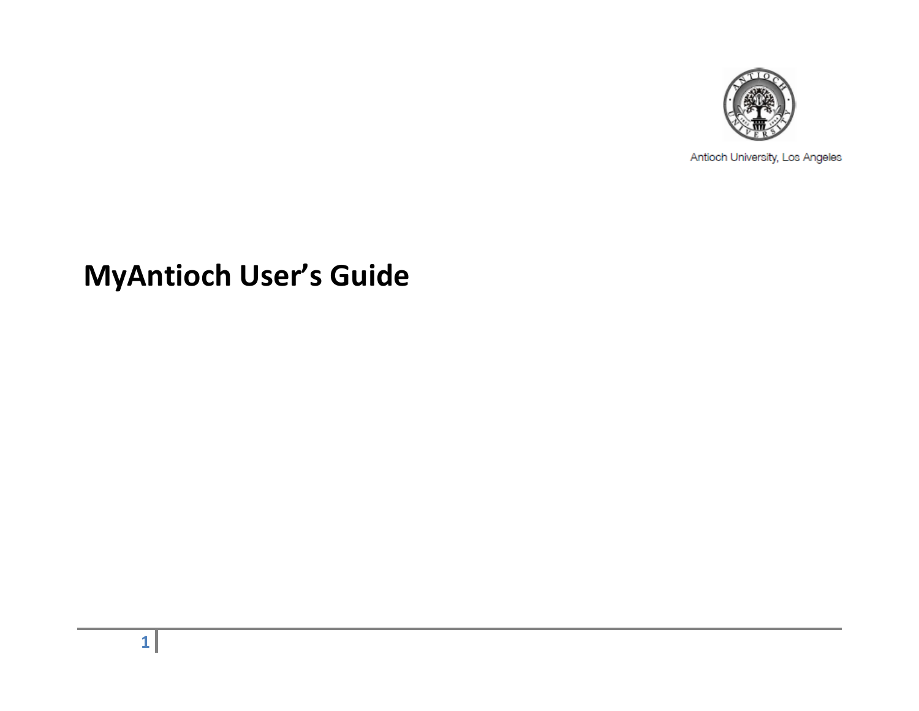Antioch University, Los Angeles

# MyAntioch User's Guide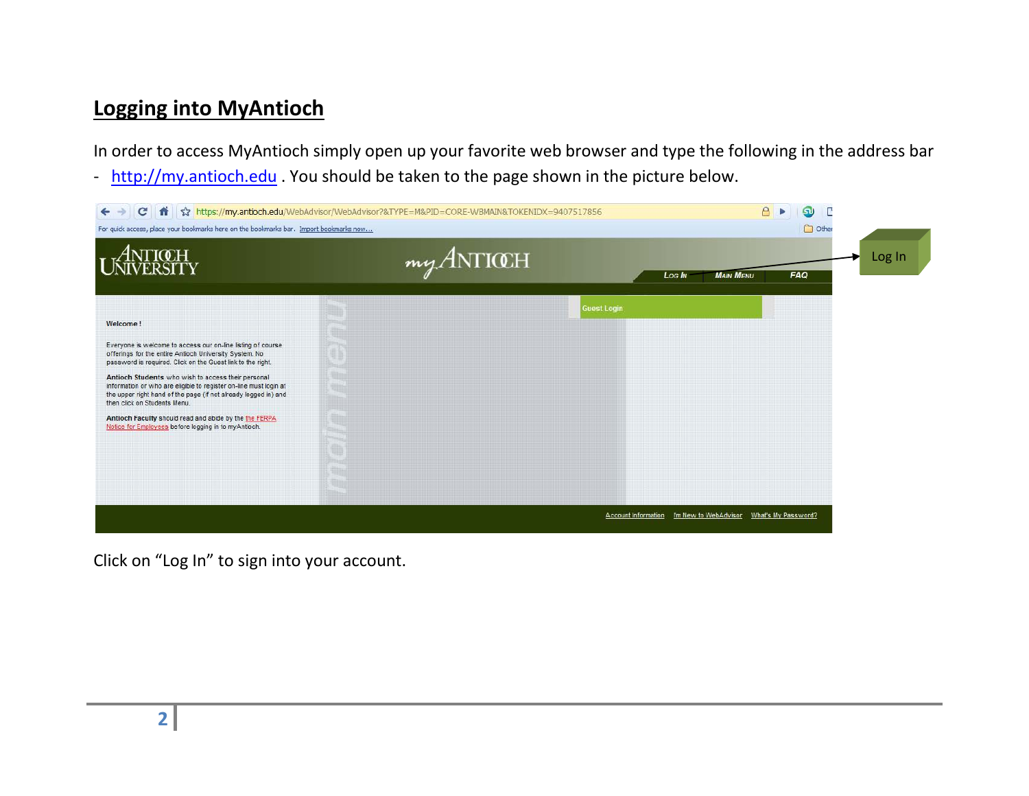## Logging into MyAntioch

In order to access MyAntioch simply open up your favorite web browser and type the following in the address bar - http://my.antioch.edu . You should be taken to the page shown in the picture below.

Click on "Log In" to sign into your account.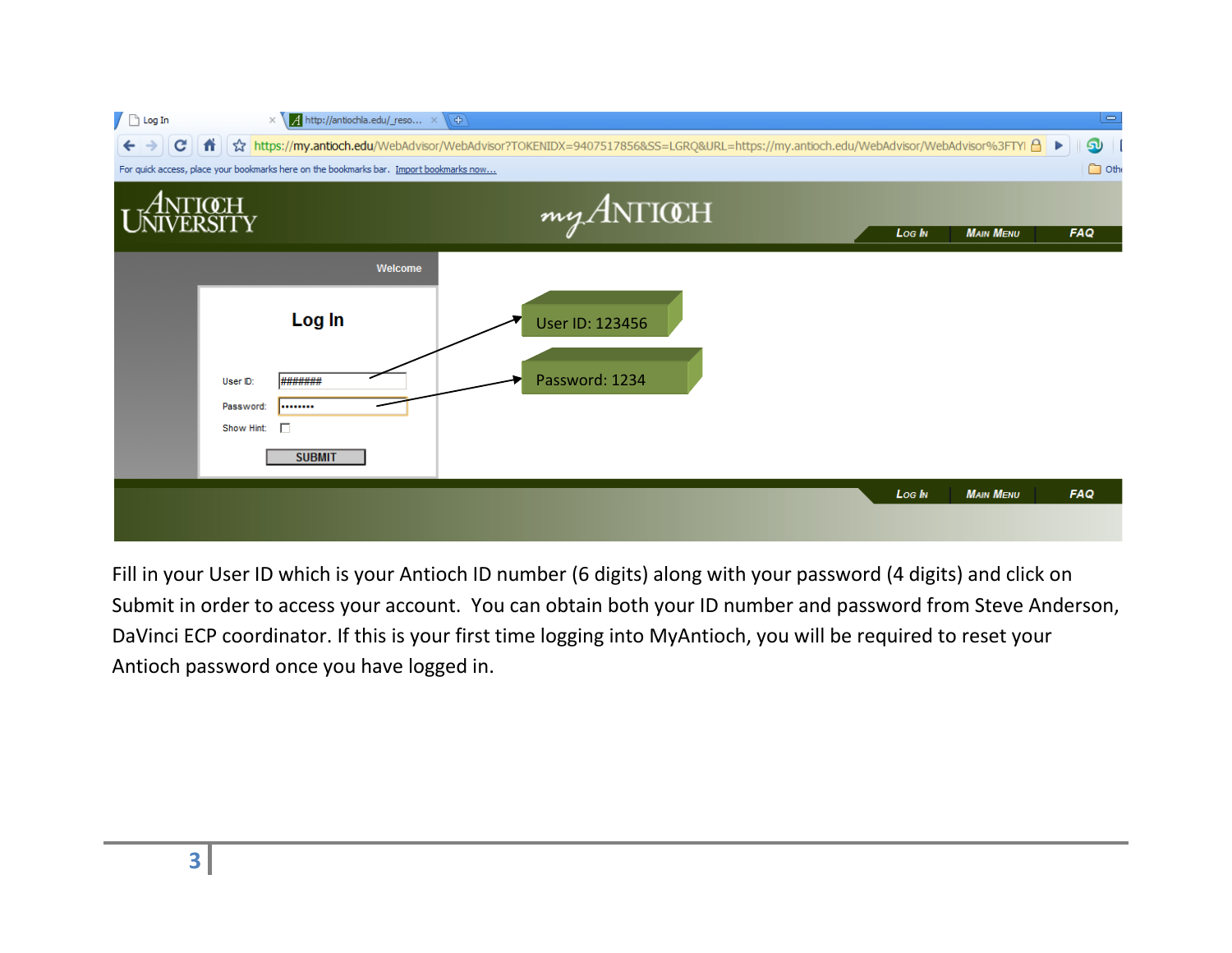Fill in your User ID which is your Antioch ID number (6 digits) along with your password (4 digits) and click on Submit in order to access your account. You can obtain both your ID number and password from Steve Anderson, DaVinci ECP coordinator. If this is your first time logging into MyAntioch, you will be required to reset your Antioch password once you have logged in.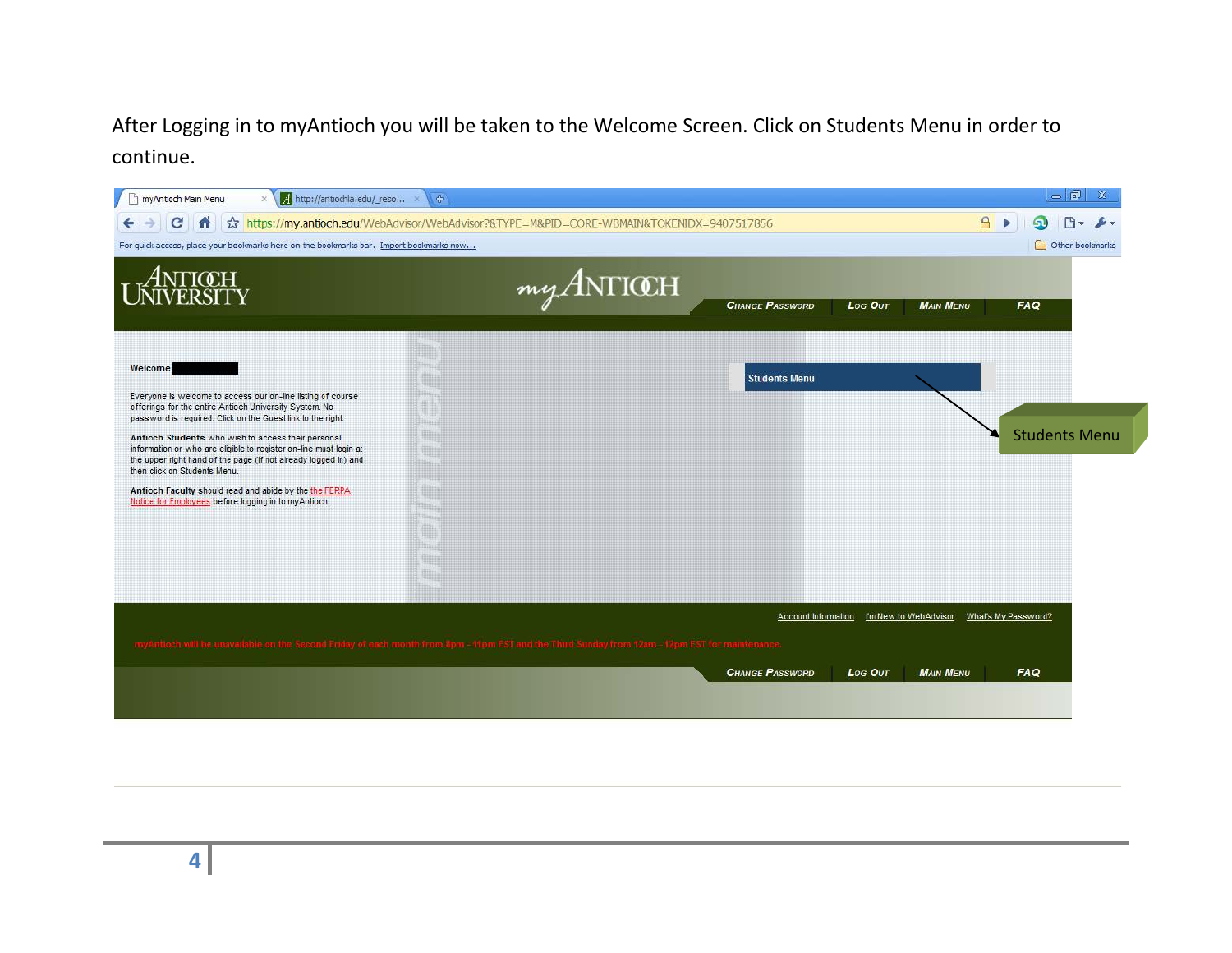After Logging in to myAntioch you will be taken to the Welcome Screen. Click on Students Menu in order to continue.

myAntioch Main Menu

https://my.antioch.edu/WebAdvisor/WebAdvisor?&TYPE=M&PID=CORE-WBMAIN&TOKENIDX=9407517856

ANTIOCH UNIVERSITY

myANTIOCH

CHANGE PASSWORD | LOG OUT | MAIN MENU | FAQ

Welcome

Everyone is welcome to access our on-line listing of course offerings for the entire Antioch University System. No password is required. Click on the Guest link to the right.

**Antioch Students** who wish to access their personal information or who are eligible to register on-line must login at the upper right hand of the page (if not already logged in) and then click on Students Menu.

**Antioch Faculty** should read and abide by the the FERPA Notice for Employees before logging in to myAntioch.

main menu

Students Menu

Students Menu

Account Information | I'm New to WebAdvisor | What's My Password?

myAntioch will be unavailable on the Second Friday of each month from 8pm - 11pm EST and the Third Sunday from 12am - 12pm EST for maintenance.

CHANGE PASSWORD | LOG OUT | MAIN MENU | FAQ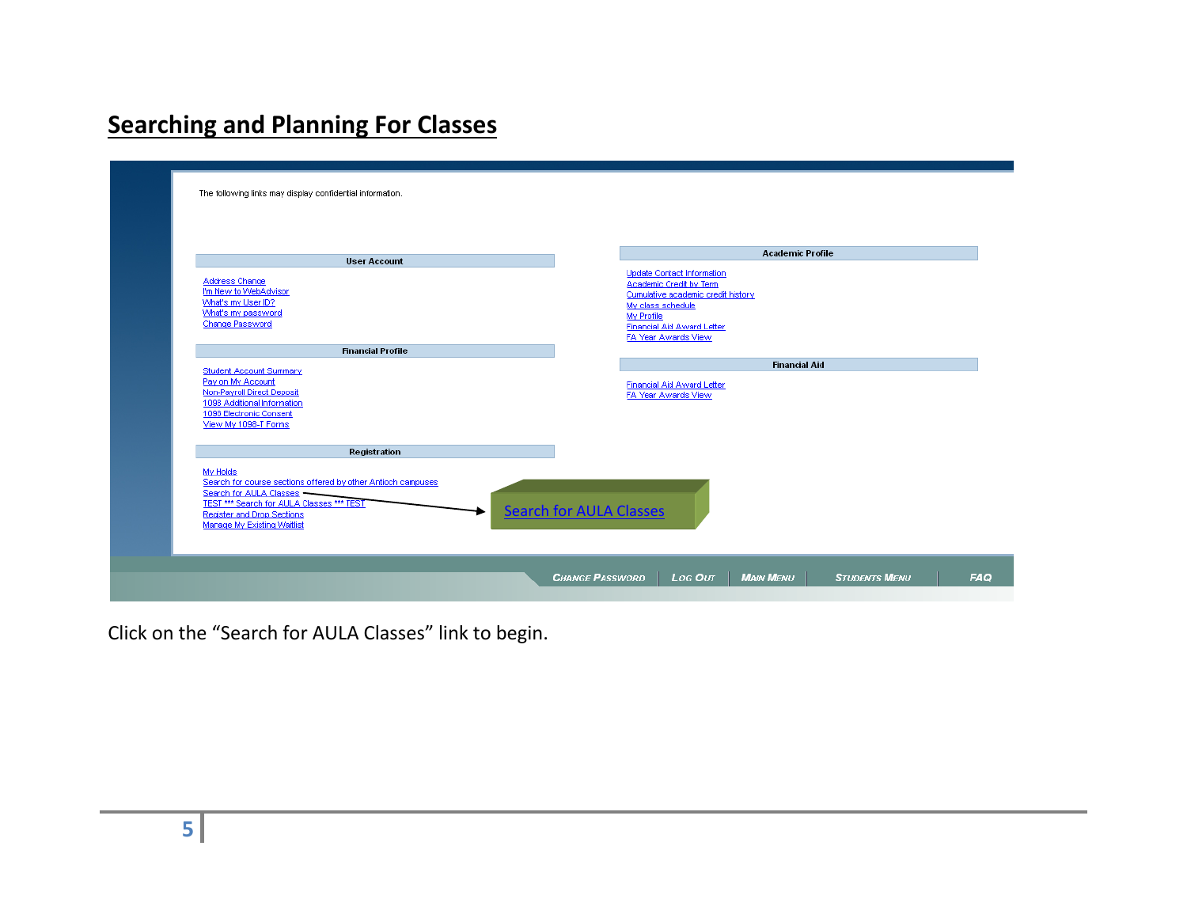## Searching and Planning For Classes

The following links may display confidential information.

**User Account**

- Address Change
- I'm New to WebAdvisor
- What's my User ID?
- What's my password
- Change Password

**Financial Profile**

- Student Account Summary
- Pay on My Account
- Non-Payroll Direct Deposit
- 1098 Additional Information
- 1098 Electronic Consent
- View My 1098-T Forms

**Registration**

- My Holds
- Search for course sections offered by other Antioch campuses
- Search for AULA Classes
- TEST *** Search for AULA Classes *** TEST
- Register and Drop Sections
- Manage My Existing Waitlist

**Academic Profile**

- Update Contact Information
- Academic Credit by Term
- Cumulative academic credit history
- My class schedule
- My Profile
- Financial Aid Award Letter
- FA Year Awards View

**Financial Aid**

- Financial Aid Award Letter
- FA Year Awards View

Search for AULA Classes

CHANGE PASSWORD | LOG OUT | MAIN MENU | STUDENTS MENU | FAQ

Click on the "Search for AULA Classes" link to begin.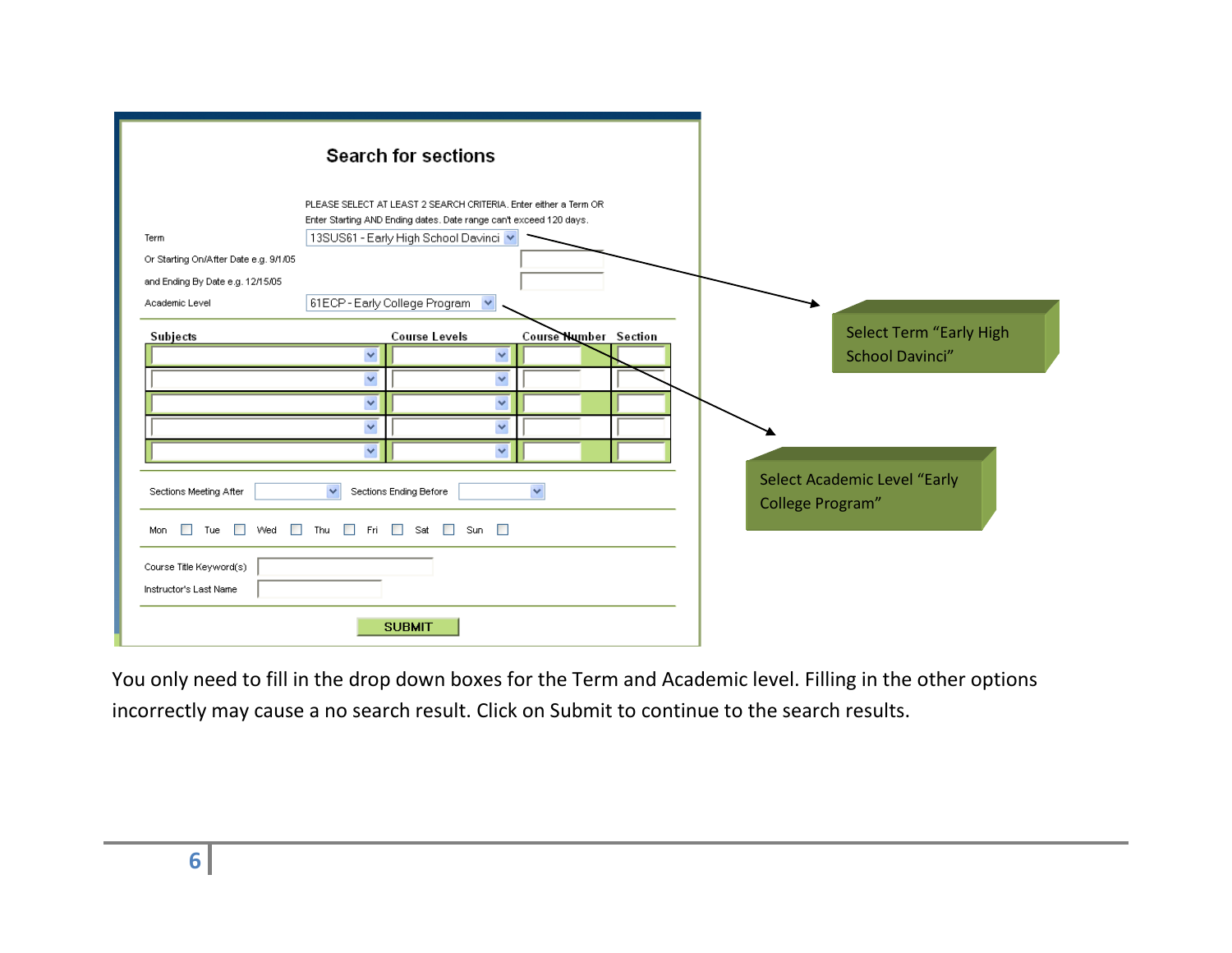## Search for sections

PLEASE SELECT AT LEAST 2 SEARCH CRITERIA. Enter either a Term OR Enter Starting AND Ending dates. Date range can't exceed 120 days.

Term: 13SUS61 - Early High School Davinci

Or Starting On/After Date e.g. 9/1/05

and Ending By Date e.g. 12/15/05

Academic Level: 61ECP - Early College Program

| Subjects | Course Levels | Course Number | Section |
|---|---|---|---|
| | | | |
| | | | |
| | | | |
| | | | |
| | | | |

Sections Meeting After | Sections Ending Before

Mon | Tue | Wed | Thu | Fri | Sat | Sun

Course Title Keyword(s)

Instructor's Last Name

SUBMIT

Select Term "Early High School Davinci"

Select Academic Level "Early College Program"

You only need to fill in the drop down boxes for the Term and Academic level. Filling in the other options incorrectly may cause a no search result. Click on Submit to continue to the search results.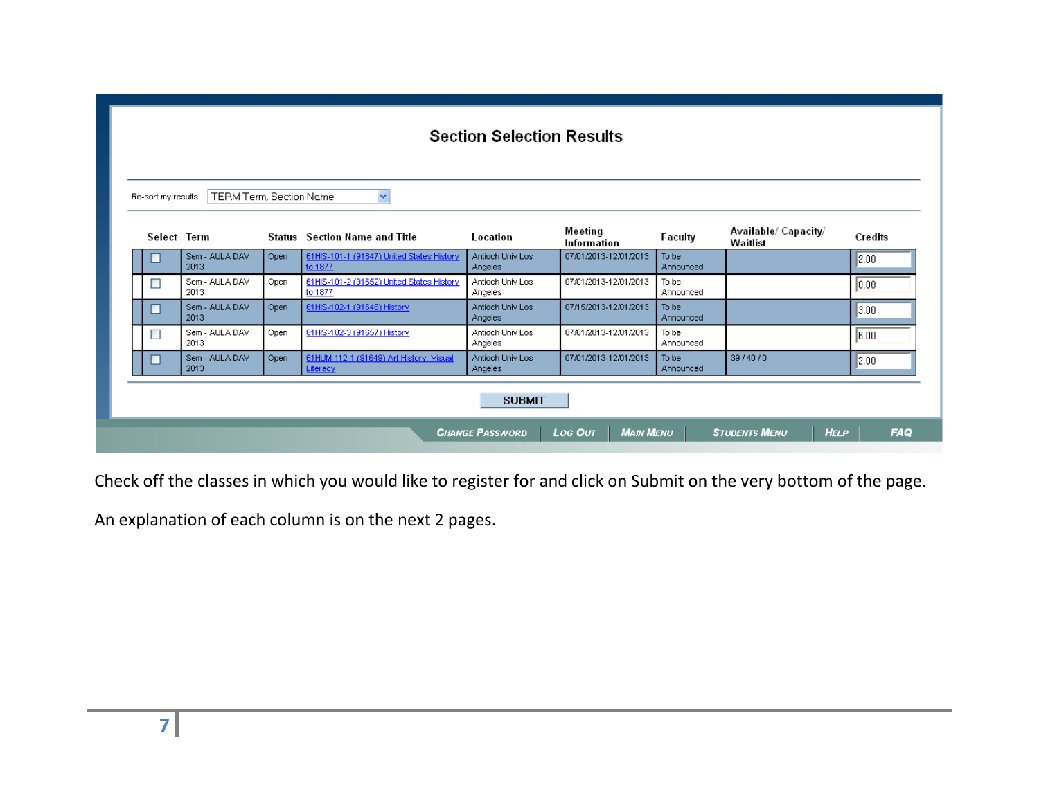## Section Selection Results

Re-sort my results: TERM Term, Section Name

| Select | Term | Status | Section Name and Title | Location | Meeting Information | Faculty | Available/ Capacity/ Waitlist | Credits |
|---|---|---|---|---|---|---|---|---|
| ☐ | Sem - AULA DAV 2013 | Open | 61HIS-101-1 (91647) United States History to 1877 | Antioch Univ Los Angeles | 07/01/2013-12/01/2013 | To be Announced | | 2.00 |
| ☐ | Sem - AULA DAV 2013 | Open | 61HIS-101-2 (91652) United States History to 1877 | Antioch Univ Los Angeles | 07/01/2013-12/01/2013 | To be Announced | | 0.00 |
| ☐ | Sem - AULA DAV 2013 | Open | 61HIS-102-1 (91648) History | Antioch Univ Los Angeles | 07/15/2013-12/01/2013 | To be Announced | | 3.00 |
| ☐ | Sem - AULA DAV 2013 | Open | 61HIS-102-3 (91657) History | Antioch Univ Los Angeles | 07/01/2013-12/01/2013 | To be Announced | | 6.00 |
| ☐ | Sem - AULA DAV 2013 | Open | 61HUM-112-1 (91649) Art History: Visual Literacy | Antioch Univ Los Angeles | 07/01/2013-12/01/2013 | To be Announced | 39 / 40 / 0 | 2.00 |

SUBMIT

CHANGE PASSWORD | LOG OUT | MAIN MENU | STUDENTS MENU | HELP | FAQ

Check off the classes in which you would like to register for and click on Submit on the very bottom of the page.

An explanation of each column is on the next 2 pages.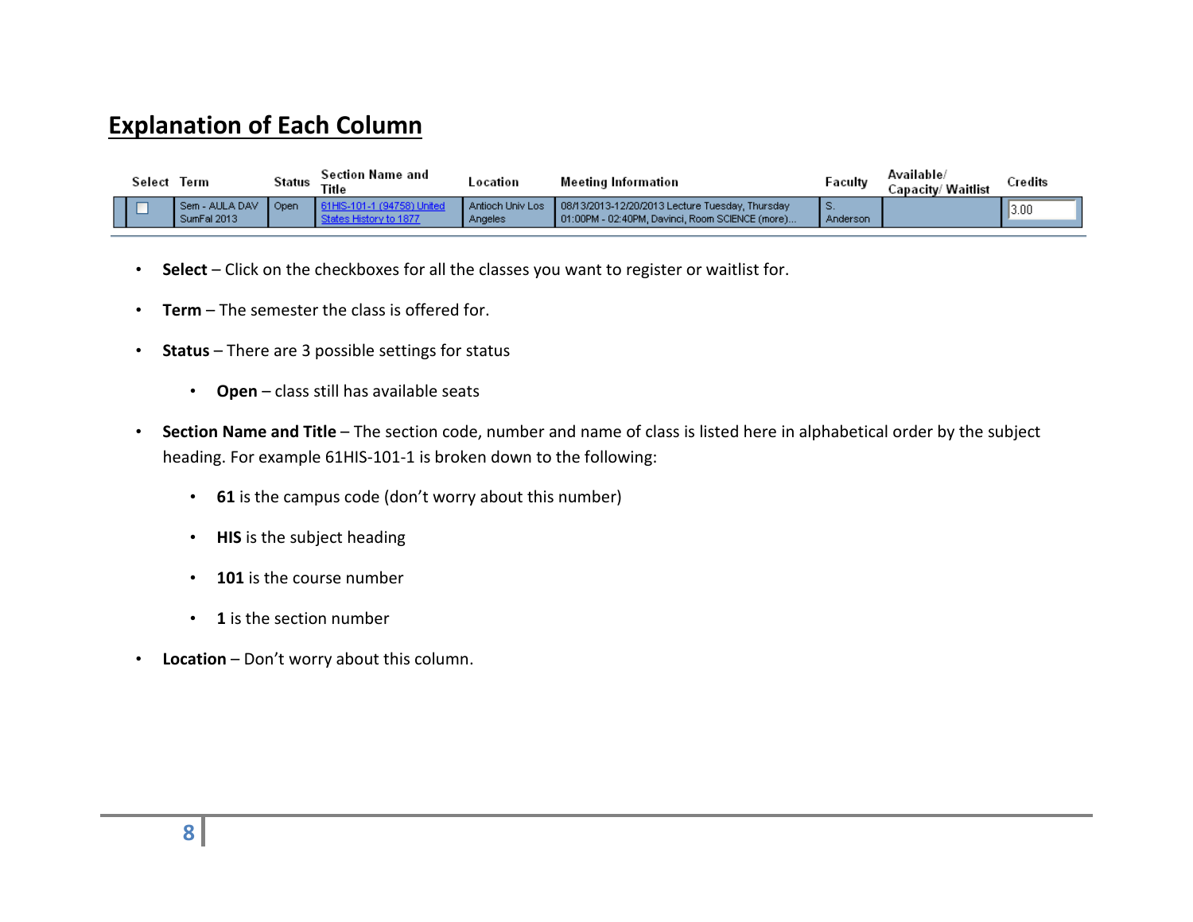## Explanation of Each Column

| Select | Term | Status | Section Name and Title | Location | Meeting Information | Faculty | Available/ Capacity/ Waitlist | Credits |
|---|---|---|---|---|---|---|---|---|
| ☐ | Sem - AULA DAV SumFal 2013 | Open | 61HIS-101-1 (94758) United States History to 1877 | Antioch Univ Los Angeles | 08/13/2013-12/20/2013 Lecture Tuesday, Thursday 01:00PM - 02:40PM, Davinci, Room SCIENCE (more)... | S. Anderson | | 3.00 |

- **Select** – Click on the checkboxes for all the classes you want to register or waitlist for.
- **Term** – The semester the class is offered for.
- **Status** – There are 3 possible settings for status
    - **Open** – class still has available seats
- **Section Name and Title** – The section code, number and name of class is listed here in alphabetical order by the subject heading. For example 61HIS-101-1 is broken down to the following:
    - **61** is the campus code (don't worry about this number)
    - **HIS** is the subject heading
    - **101** is the course number
    - **1** is the section number
- **Location** – Don't worry about this column.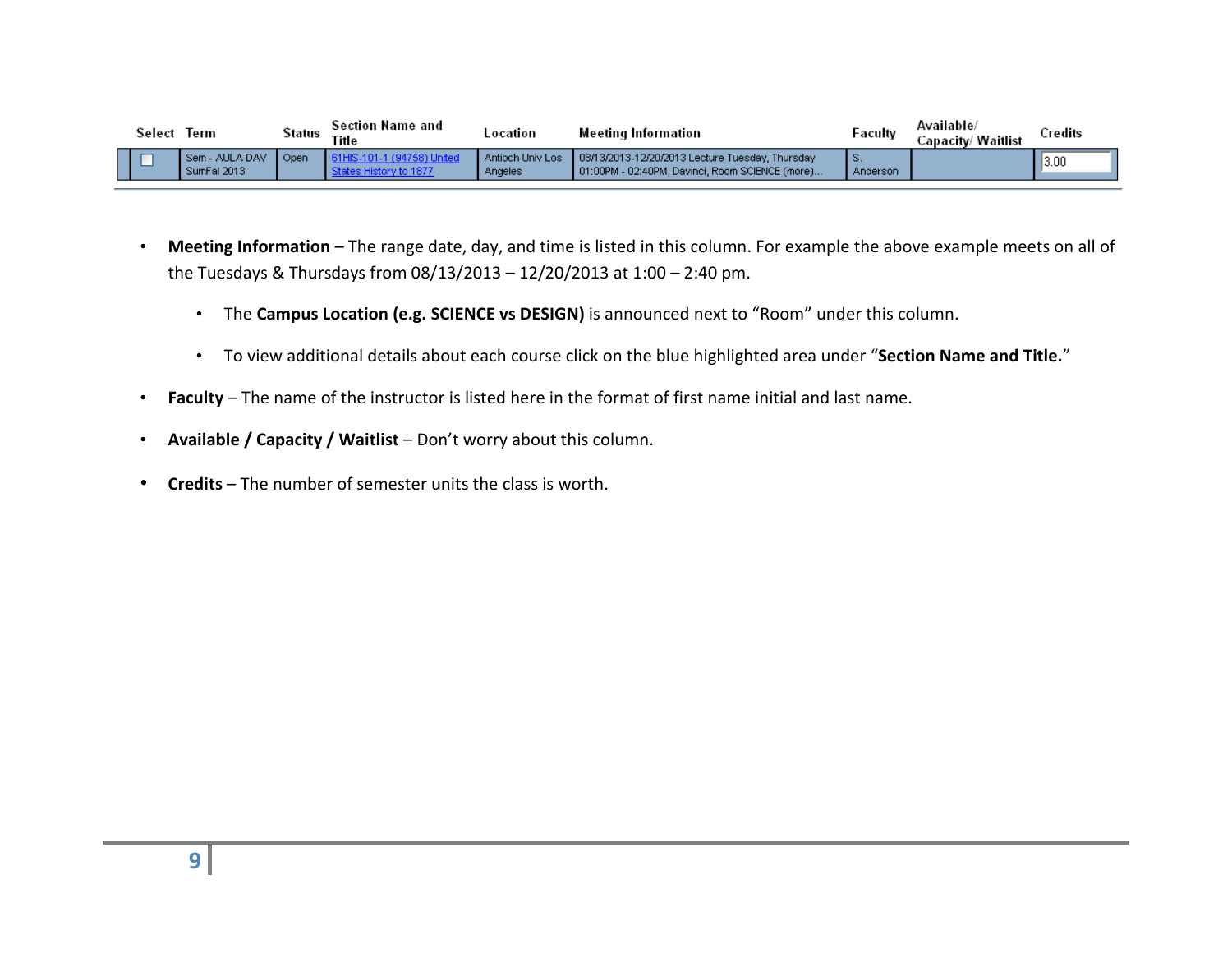| Select | Term | Status | Section Name and Title | Location | Meeting Information | Faculty | Available/ Capacity/ Waitlist | Credits |
|---|---|---|---|---|---|---|---|---|
| ☐ | Sem - AULA DAV SumFal 2013 | Open | 61HIS-101-1 (94758) United States History to 1877 | Antioch Univ Los Angeles | 08/13/2013-12/20/2013 Lecture Tuesday, Thursday 01:00PM - 02:40PM, Davinci, Room SCIENCE (more)... | S. Anderson | | 3.00 |

- **Meeting Information** – The range date, day, and time is listed in this column. For example the above example meets on all of the Tuesdays & Thursdays from 08/13/2013 – 12/20/2013 at 1:00 – 2:40 pm.
    - The **Campus Location (e.g. SCIENCE vs DESIGN)** is announced next to "Room" under this column.
    - To view additional details about each course click on the blue highlighted area under "**Section Name and Title.**"
- **Faculty** – The name of the instructor is listed here in the format of first name initial and last name.
- **Available / Capacity / Waitlist** – Don't worry about this column.
- **Credits** – The number of semester units the class is worth.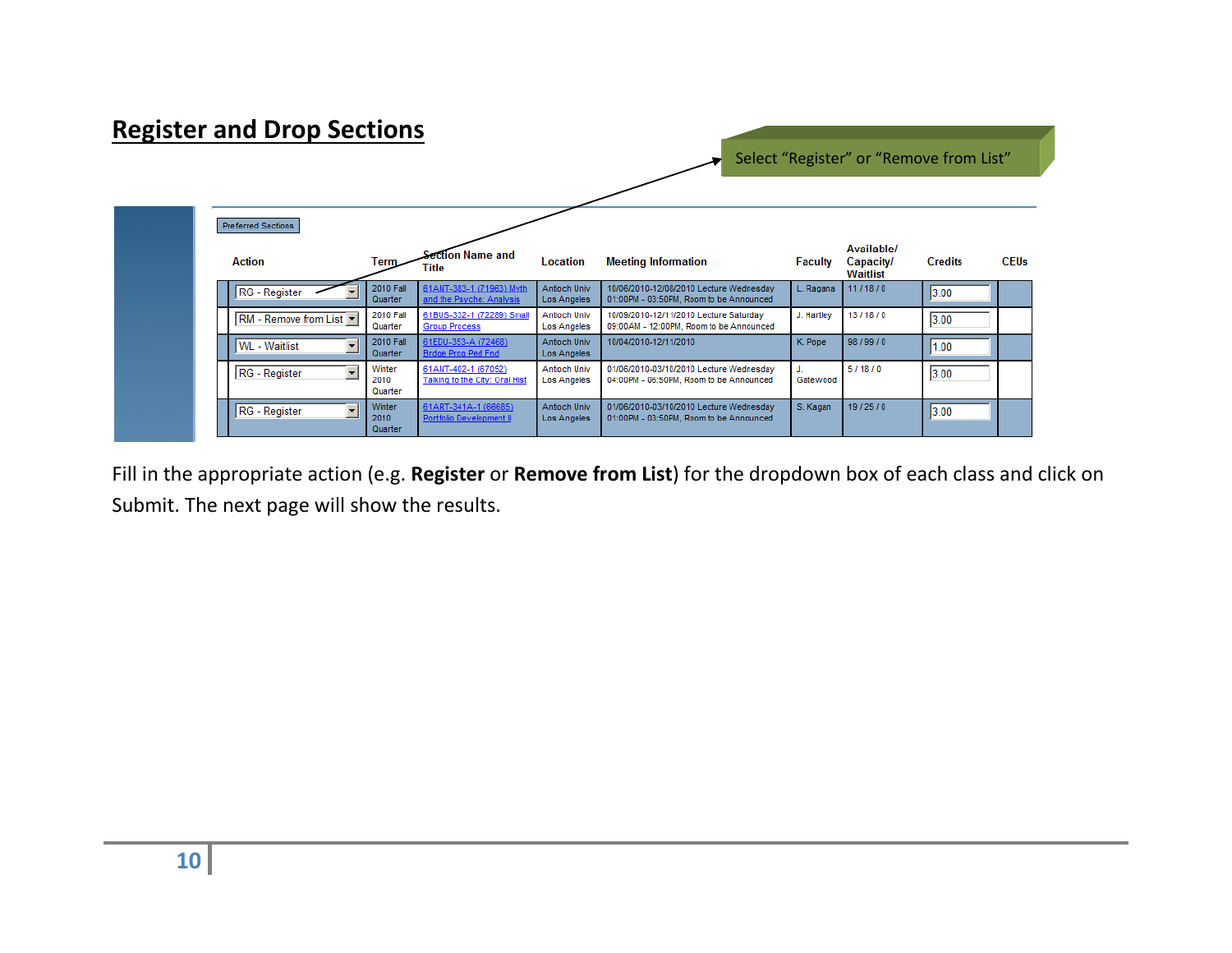## Register and Drop Sections

Select “Register” or “Remove from List”

Preferred Sections

| Action | Term | Section Name and Title | Location | Meeting Information | Faculty | Available/ Capacity/ Waitlist | Credits | CEUs |
|---|---|---|---|---|---|---|---|---|
| RG - Register | 2010 Fall Quarter | 61ANT-383-1 (71963) Myth and the Psyche: Analysis | Antioch Univ Los Angeles | 10/06/2010-12/08/2010 Lecture Wednesday 01:00PM - 03:50PM, Room to be Announced | L. Ragana | 11 / 18 / 0 | 3.00 | |
| RM - Remove from List | 2010 Fall Quarter | 61BUS-332-1 (72289) Small Group Process | Antioch Univ Los Angeles | 10/09/2010-12/11/2010 Lecture Saturday 09:00AM - 12:00PM, Room to be Announced | J. Hartley | 13 / 18 / 0 | 3.00 | |
| WL - Waitlist | 2010 Fall Quarter | 61EDU-353-A (72468) Brdge Prog Ped Fnd | Antioch Univ Los Angeles | 10/04/2010-12/11/2010 | K. Pope | 98 / 99 / 0 | 1.00 | |
| RG - Register | Winter 2010 Quarter | 61ANT-402-1 (67052) Talking to the City: Oral Hist | Antioch Univ Los Angeles | 01/06/2010-03/10/2010 Lecture Wednesday 04:00PM - 06:50PM, Room to be Announced | J. Gatewood | 5 / 18 / 0 | 3.00 | |
| RG - Register | Winter 2010 Quarter | 61ART-341A-1 (66685) Portfolio Development II | Antioch Univ Los Angeles | 01/06/2010-03/10/2010 Lecture Wednesday 01:00PM - 03:50PM, Room to be Announced | S. Kagan | 19 / 25 / 0 | 3.00 | |

Fill in the appropriate action (e.g. **Register** or **Remove from List**) for the dropdown box of each class and click on Submit. The next page will show the results.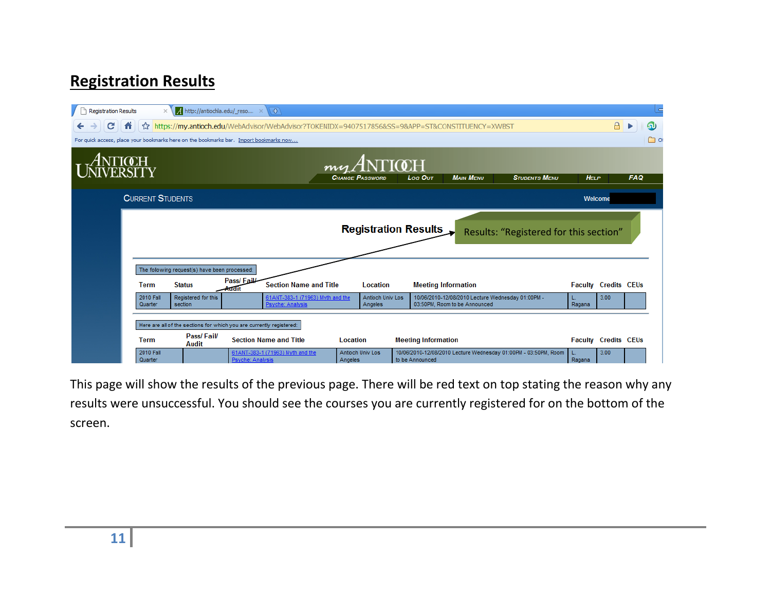## Registration Results

Registration Results

Results: "Registered for this section"

The following request(s) have been processed:

| Term | Status | Pass/ Fail/ Audit | Section Name and Title | Location | Meeting Information | Faculty | Credits | CEUs |
|---|---|---|---|---|---|---|---|---|
| 2010 Fall Quarter | Registered for this section | | 61ANT-383-1 (71963) Myth and the Psyche: Analysis | Antioch Univ Los Angeles | 10/06/2010-12/08/2010 Lecture Wednesday 01:00PM - 03:50PM, Room to be Announced | L. Ragana | 3.00 | |

Here are all of the sections for which you are currently registered:

| Term | Pass/ Fail/ Audit | Section Name and Title | Location | Meeting Information | Faculty | Credits | CEUs |
|---|---|---|---|---|---|---|---|
| 2010 Fall Quarter | | 61ANT-383-1 (71963) Myth and the Psyche: Analysis | Antioch Univ Los Angeles | 10/06/2010-12/08/2010 Lecture Wednesday 01:00PM - 03:50PM, Room to be Announced | L. Ragana | 3.00 | |

This page will show the results of the previous page. There will be red text on top stating the reason why any results were unsuccessful. You should see the courses you are currently registered for on the bottom of the screen.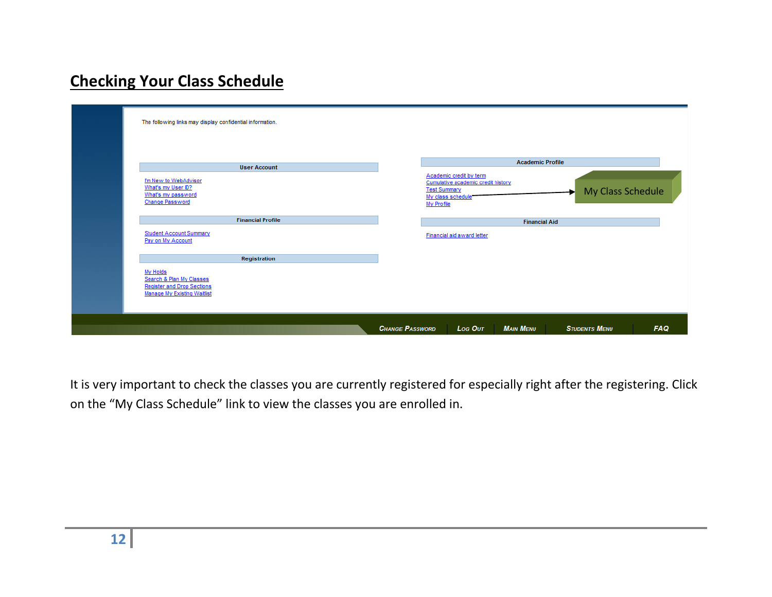# Checking Your Class Schedule

The following links may display confidential information.

**User Account**

- I'm New to WebAdvisor
- What's my User ID?
- What's my password
- Change Password

**Financial Profile**

- Student Account Summary
- Pay on My Account

**Registration**

- My Holds
- Search & Plan My Classes
- Register and Drop Sections
- Manage My Existing Waitlist

**Academic Profile**

- Academic credit by term
- Cumulative academic credit history
- Test Summary
- My class schedule
- My Profile

My Class Schedule

**Financial Aid**

- Financial aid award letter

CHANGE PASSWORD | LOG OUT | MAIN MENU | STUDENTS MENU | FAQ

It is very important to check the classes you are currently registered for especially right after the registering. Click on the "My Class Schedule" link to view the classes you are enrolled in.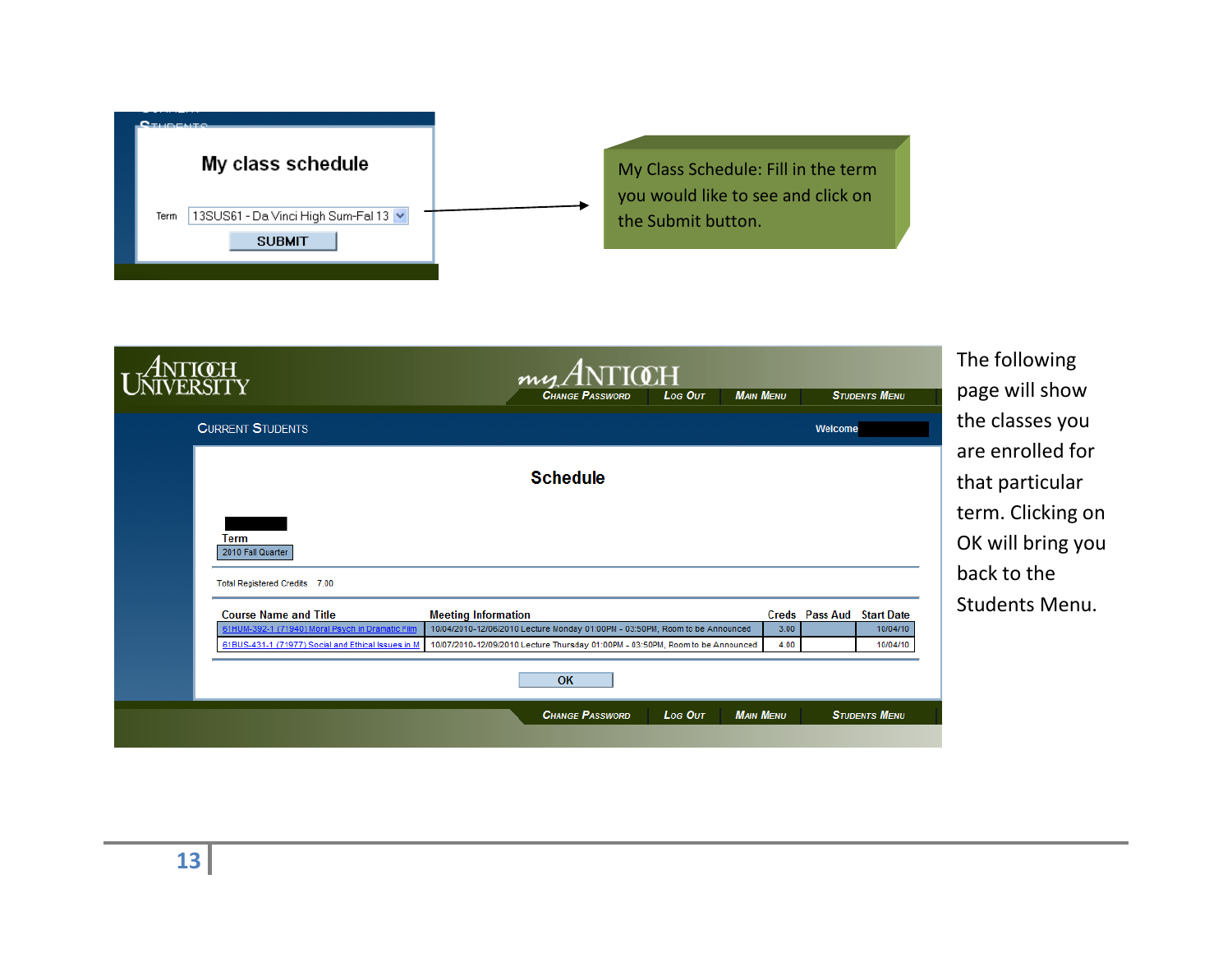My class schedule

Term 13SUS61 - Da Vinci High Sum-Fal 13

SUBMIT

My Class Schedule: Fill in the term you would like to see and click on the Submit button.

Schedule

Term

2010 Fall Quarter

Total Registered Credits 7.00

| Course Name and Title | Meeting Information | Creds | Pass Aud | Start Date |
|---|---|---|---|---|
| 61HUM-392-1 (71940) Moral Psych in Dramatic Film | 10/04/2010-12/06/2010 Lecture Monday 01:00PM - 03:50PM, Room to be Announced | 3.00 | | 10/04/10 |
| 61BUS-431-1 (71977) Social and Ethical Issues in M | 10/07/2010-12/09/2010 Lecture Thursday 01:00PM - 03:50PM, Room to be Announced | 4.00 | | 10/04/10 |

OK

The following page will show the classes you are enrolled for that particular term. Clicking on OK will bring you back to the Students Menu.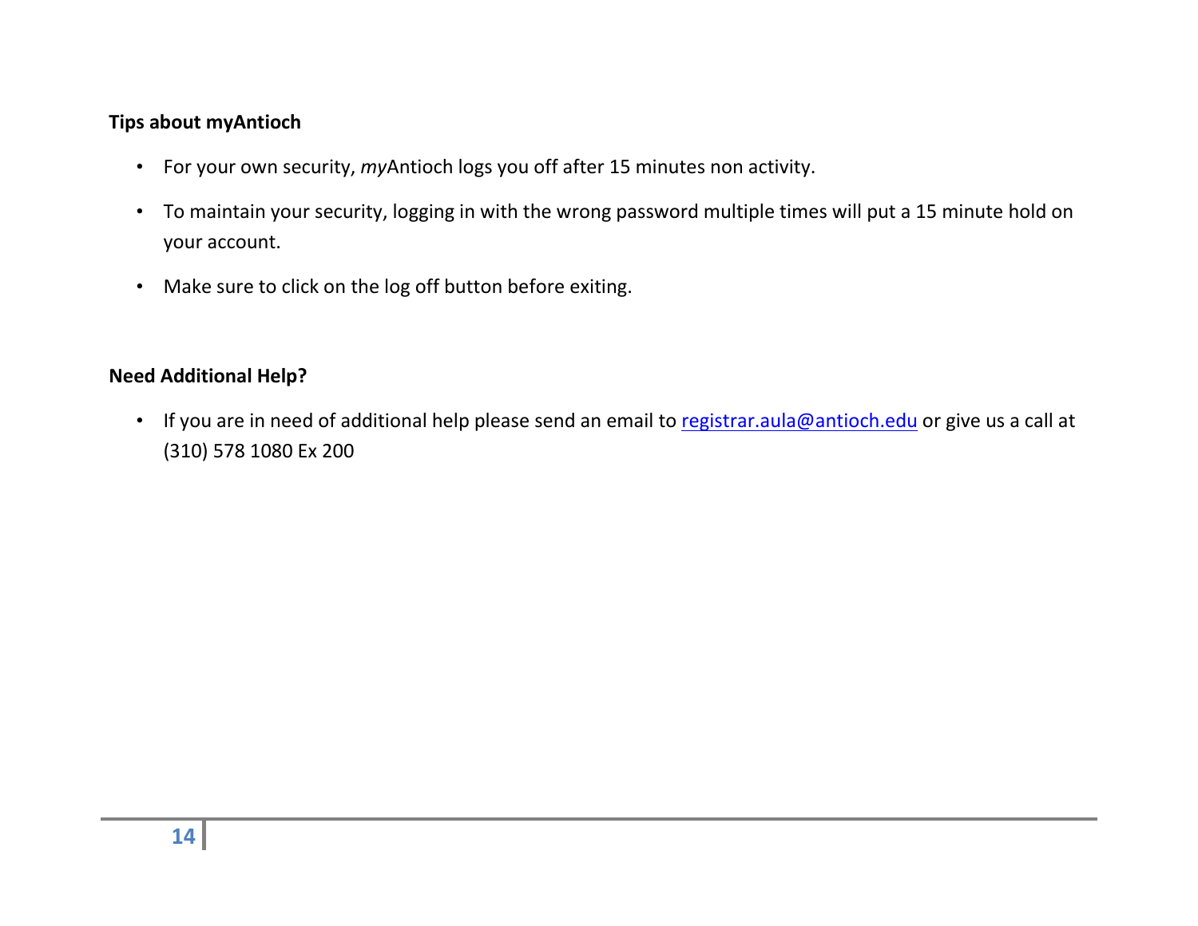**Tips about myAntioch**

- For your own security, *my*Antioch logs you off after 15 minutes non activity.
- To maintain your security, logging in with the wrong password multiple times will put a 15 minute hold on your account.
- Make sure to click on the log off button before exiting.

**Need Additional Help?**

- If you are in need of additional help please send an email to registrar.aula@antioch.edu or give us a call at (310) 578 1080 Ex 200